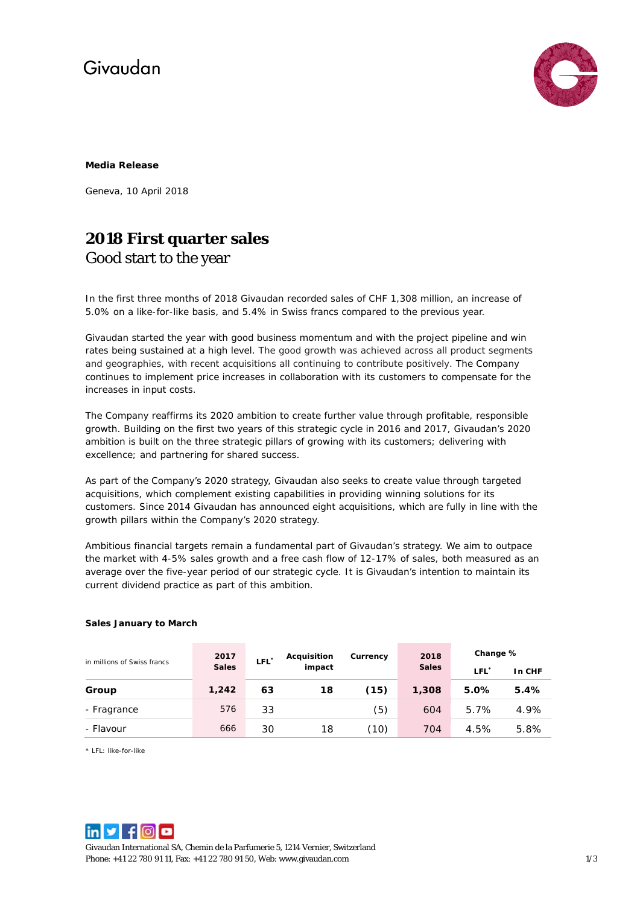Givaudan

**Media Release**

Geneva, 10 April 2018

# 2018 First quarter sales

## Good start to the year

In the first three months of 2018 Givaudan recorded sales of CHF 1,308 million, an increase of 5.0% on a like-for-like basis, and 5.4% in Swiss francs compared to the previous year.

Givaudan started the year with good business momentum and with the project pipeline and win rates being sustained at a high level. The good growth was achieved across all product segments and geographies, with recent acquisitions all continuing to contribute positively. The Company continues to implement price increases in collaboration with its customers to compensate for the increases in input costs.

The Company reaffirms its 2020 ambition to create further value through profitable, responsible growth. Building on the first two years of this strategic cycle in 2016 and 2017, Givaudan's 2020 ambition is built on the three strategic pillars of growing with its customers; delivering with excellence; and partnering for shared success.

As part of the Company's 2020 strategy, Givaudan also seeks to create value through targeted acquisitions, which complement existing capabilities in providing winning solutions for its customers. Since 2014 Givaudan has announced eight acquisitions, which are fully in line with the growth pillars within the Company's 2020 strategy.

Ambitious financial targets remain a fundamental part of Givaudan's strategy. We aim to outpace the market with 4-5% sales growth and a free cash flow of 12-17% of sales, both measured as an average over the five-year period of our strategic cycle. It is Givaudan's intention to maintain its current dividend practice as part of this ambition.

**Sales January to March**

| in millions of Swiss francs | 2017 Sales | LFL* | Acquisition impact | Currency | 2018 Sales | Change % | |
|---|---|---|---|---|---|---|---|
| | | | | | | LFL* | In CHF |
| **Group** | **1,242** | **63** | **18** | **(15)** | **1,308** | **5.0%** | **5.4%** |
| - Fragrance | 576 | 33 | | (5) | 604 | 5.7% | 4.9% |
| - Flavour | 666 | 30 | 18 | (10) | 704 | 4.5% | 5.8% |

* LFL: like-for-like

Givaudan International SA, Chemin de la Parfumerie 5, 1214 Vernier, Switzerland
Phone: +41 22 780 91 11, Fax: +41 22 780 91 50, Web: www.givaudan.com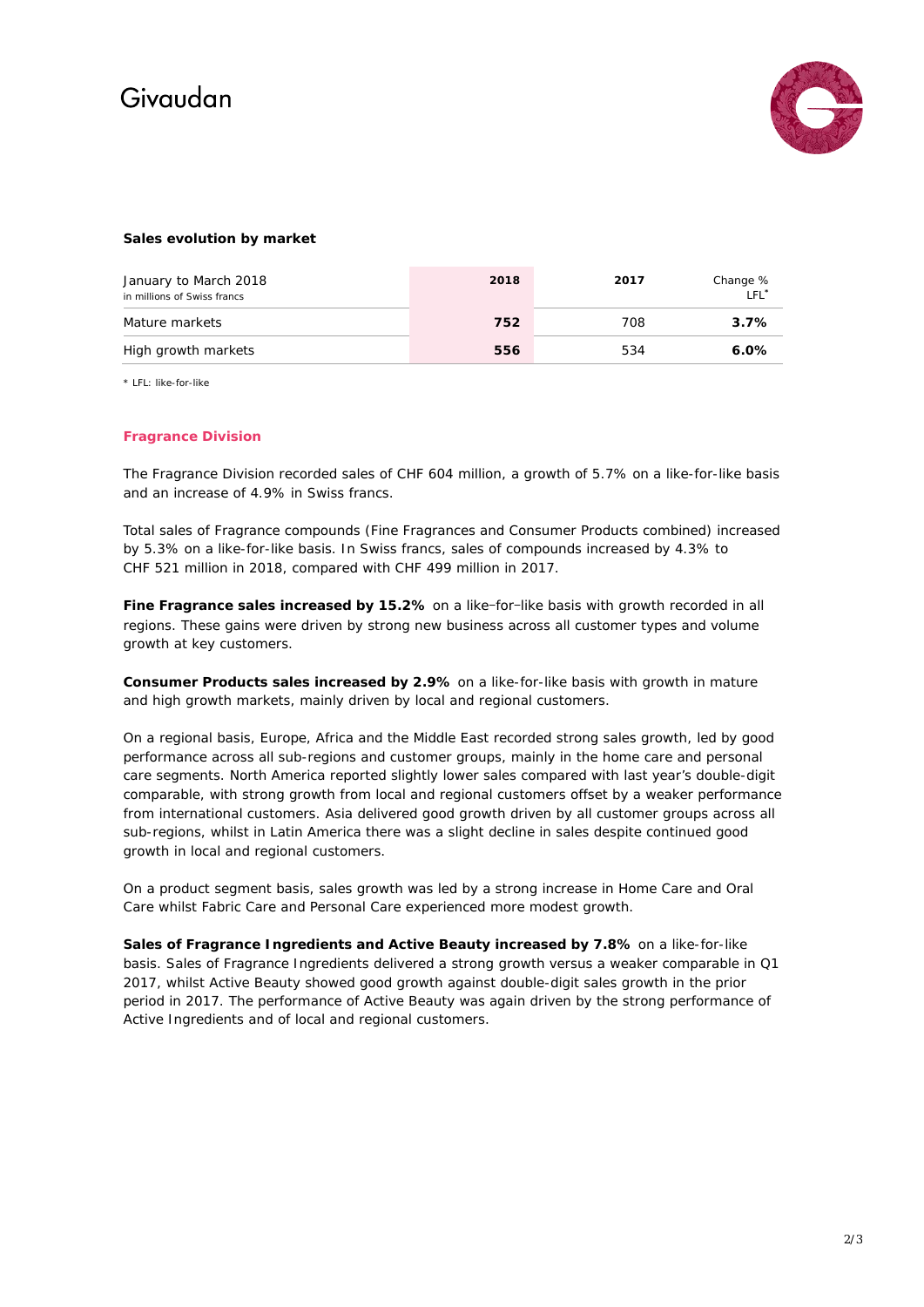### Sales evolution by market

| January to March 2018<br>in millions of Swiss francs | 2018 | 2017 | Change %<br>LFL* |
|---|---|---|---|
| Mature markets | **752** | 708 | **3.7%** |
| High growth markets | **556** | 534 | **6.0%** |

\* LFL: like-for-like

## Fragrance Division

The Fragrance Division recorded sales of CHF 604 million, a growth of 5.7% on a like-for-like basis and an increase of 4.9% in Swiss francs.

Total sales of Fragrance compounds (Fine Fragrances and Consumer Products combined) increased by 5.3% on a like-for-like basis. In Swiss francs, sales of compounds increased by 4.3% to CHF 521 million in 2018, compared with CHF 499 million in 2017.

**Fine Fragrance sales increased by 15.2%** on a like–for–like basis with growth recorded in all regions. These gains were driven by strong new business across all customer types and volume growth at key customers.

**Consumer Products sales increased by 2.9%** on a like-for-like basis with growth in mature and high growth markets, mainly driven by local and regional customers.

On a regional basis, Europe, Africa and the Middle East recorded strong sales growth, led by good performance across all sub-regions and customer groups, mainly in the home care and personal care segments. North America reported slightly lower sales compared with last year's double-digit comparable, with strong growth from local and regional customers offset by a weaker performance from international customers. Asia delivered good growth driven by all customer groups across all sub-regions, whilst in Latin America there was a slight decline in sales despite continued good growth in local and regional customers.

On a product segment basis, sales growth was led by a strong increase in Home Care and Oral Care whilst Fabric Care and Personal Care experienced more modest growth.

**Sales of Fragrance Ingredients and Active Beauty increased by 7.8%** on a like-for-like basis. Sales of Fragrance Ingredients delivered a strong growth versus a weaker comparable in Q1 2017, whilst Active Beauty showed good growth against double-digit sales growth in the prior period in 2017. The performance of Active Beauty was again driven by the strong performance of Active Ingredients and of local and regional customers.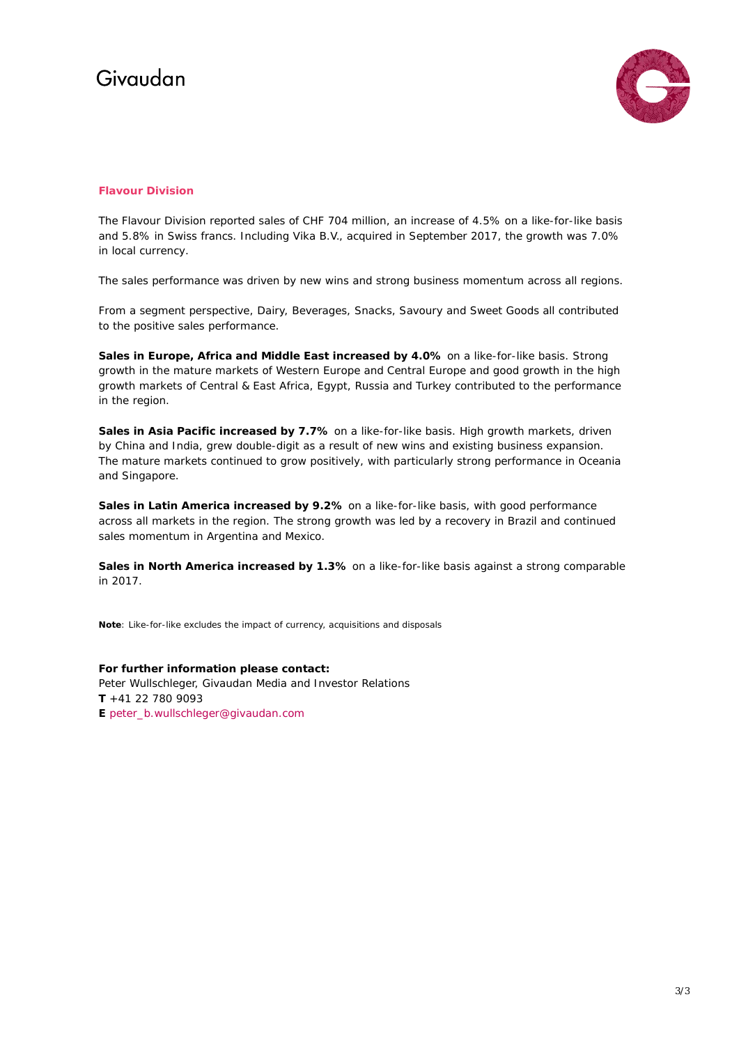## Flavour Division

The Flavour Division reported sales of CHF 704 million, an increase of 4.5% on a like-for-like basis and 5.8% in Swiss francs. Including Vika B.V., acquired in September 2017, the growth was 7.0% in local currency.

The sales performance was driven by new wins and strong business momentum across all regions.

From a segment perspective, Dairy, Beverages, Snacks, Savoury and Sweet Goods all contributed to the positive sales performance.

**Sales in Europe, Africa and Middle East increased by 4.0%** on a like-for-like basis. Strong growth in the mature markets of Western Europe and Central Europe and good growth in the high growth markets of Central & East Africa, Egypt, Russia and Turkey contributed to the performance in the region.

**Sales in Asia Pacific increased by 7.7%** on a like-for-like basis. High growth markets, driven by China and India, grew double-digit as a result of new wins and existing business expansion. The mature markets continued to grow positively, with particularly strong performance in Oceania and Singapore.

**Sales in Latin America increased by 9.2%** on a like-for-like basis, with good performance across all markets in the region. The strong growth was led by a recovery in Brazil and continued sales momentum in Argentina and Mexico.

**Sales in North America increased by 1.3%** on a like-for-like basis against a strong comparable in 2017.

**Note**: Like-for-like excludes the impact of currency, acquisitions and disposals

**For further information please contact:**
Peter Wullschleger, Givaudan Media and Investor Relations
**T** +41 22 780 9093
**E** peter_b.wullschleger@givaudan.com